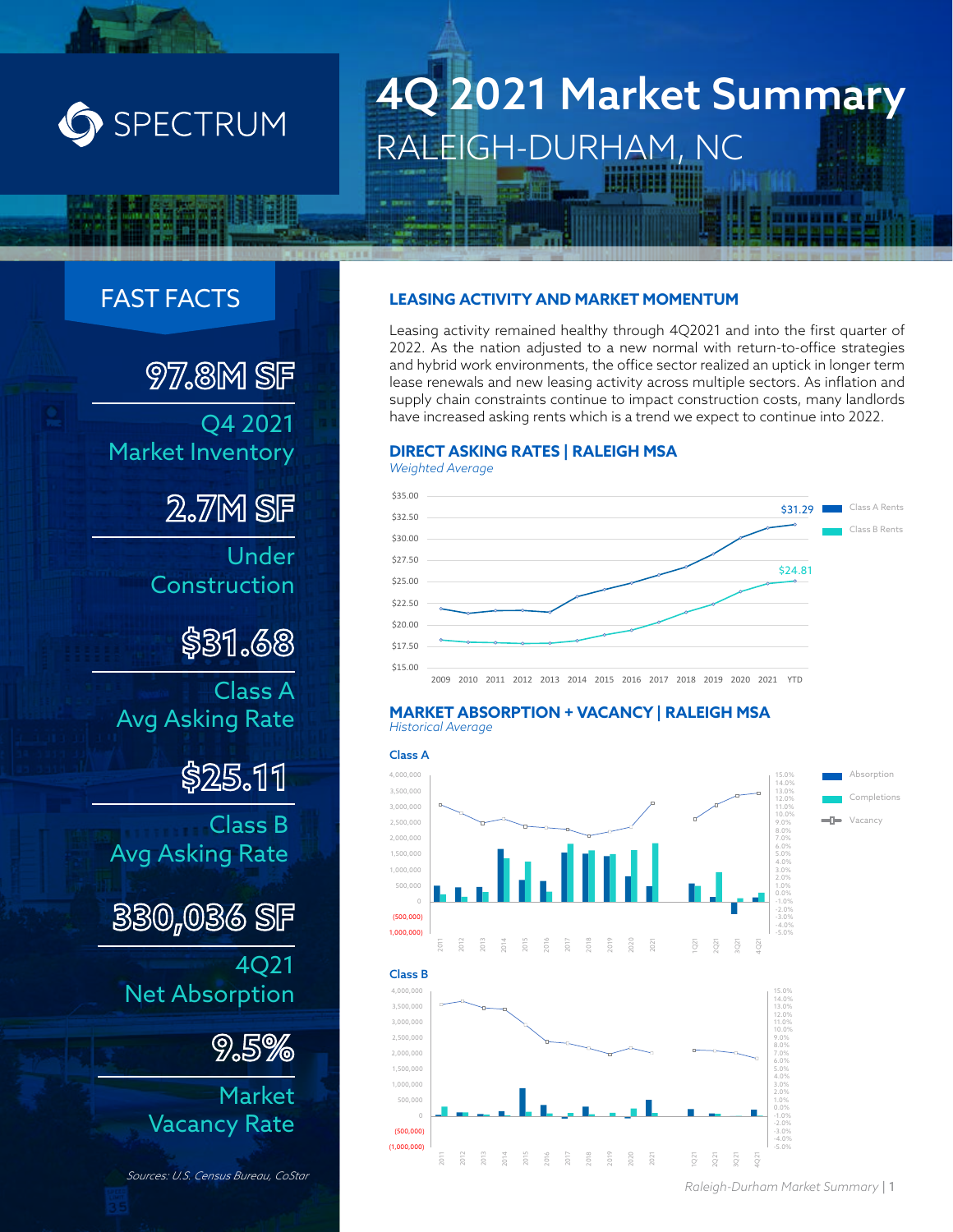# 4Q 2021 Market Summary

## RALEIGH-DURHAM, NC

SPECTRUM

## FAST FACTS

**97.8M SF**
Q4 2021 Market Inventory

**2.7M SF**
Under Construction

**$31.68**
Class A Avg Asking Rate

**$25.11**
Class B Avg Asking Rate

**330,036 SF**
4Q21 Net Absorption

**9.5%**
Market Vacancy Rate

*Sources: U.S. Census Bureau, CoStar*

### LEASING ACTIVITY AND MARKET MOMENTUM

Leasing activity remained healthy through 4Q2021 and into the first quarter of 2022. As the nation adjusted to a new normal with return-to-office strategies and hybrid work environments, the office sector realized an uptick in longer term lease renewals and new leasing activity across multiple sectors. As inflation and supply chain constraints continue to impact construction costs, many landlords have increased asking rents which is a trend we expect to continue into 2022.

### DIRECT ASKING RATES | RALEIGH MSA

*Weighted Average*

Class A Rents: $31.29
Class B Rents: $24.81

### MARKET ABSORPTION + VACANCY | RALEIGH MSA

*Historical Average*

Class A

Class B

Absorption / Completions / Vacancy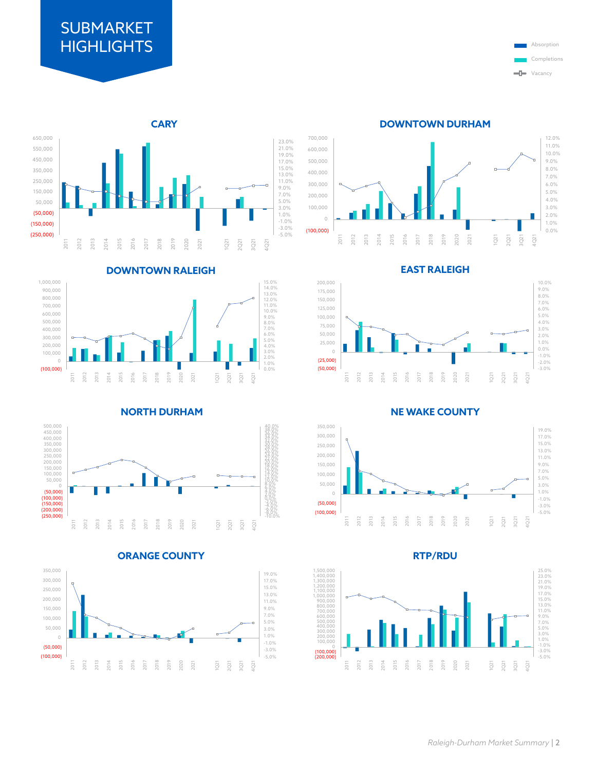# SUBMARKET HIGHLIGHTS

Absorption
Completions
Vacancy

## CARY

650,000
550,000
450,000
350,000
250,000
150,000
50,000
(50,000)
(150,000)
(250,000)

23.0%
21.0%
19.0%
17.0%
15.0%
13.0%
11.0%
9.0%
7.0%
5.0%
3.0%
1.0%
-1.0%
-3.0%
-5.0%

2011 2012 2013 2014 2015 2016 2017 2018 2019 2020 2021 1Q21 2Q21 3Q21 4Q21

## DOWNTOWN DURHAM

700,000
600,000
500,000
400,000
300,000
200,000
100,000
0
(100,000)

12.0%
11.0%
10.0%
9.0%
8.0%
7.0%
6.0%
5.0%
4.0%
3.0%
2.0%
1.0%
0.0%

2011 2012 2013 2014 2015 2016 2017 2018 2019 2020 2021 1Q21 2Q21 3Q21 4Q21

## DOWNTOWN RALEIGH

1,000,000
900,000
800,000
700,000
600,000
500,000
400,000
300,000
200,000
100,000
0
(100,000)

15.0%
14.0%
13.0%
12.0%
11.0%
10.0%
9.0%
8.0%
7.0%
6.0%
5.0%
4.0%
3.0%
2.0%
1.0%
0.0%

2011 2012 2013 2014 2015 2016 2017 2018 2019 2020 2021 1Q21 2Q21 3Q21 4Q21

## EAST RALEIGH

200,000
175,000
150,000
125,000
100,000
75,000
50,000
25,000
0
(25,000)
(50,000)

10.0%
9.0%
8.0%
7.0%
6.0%
5.0%
4.0%
3.0%
2.0%
1.0%
0.0%
-1.0%
-2.0%
-3.0%

2011 2012 2013 2014 2015 2016 2017 2018 2019 2020 2021 1Q21 2Q21 3Q21 4Q21

## NORTH DURHAM

500,000
450,000
400,000
350,000
300,000
250,000
200,000
150,000
100,000
50,000
0
(50,000)
(100,000)
(150,000)
(200,000)
(250,000)

40.0%
38.0%
36.0%
34.0%
32.0%
30.0%
28.0%
26.0%
24.0%
22.0%
20.0%
18.0%
16.0%
14.0%
12.0%
10.0%
8.0%
6.0%
4.0%
2.0%
0.0%
-2.0%
-4.0%
-6.0%
-8.0%
-10.0%

2011 2012 2013 2014 2015 2016 2017 2018 2019 2020 2021 1Q21 2Q21 3Q21 4Q21

## NE WAKE COUNTY

350,000
300,000
250,000
200,000
150,000
100,000
50,000
0
(50,000)
(100,000)

19.0%
17.0%
15.0%
13.0%
11.0%
9.0%
7.0%
5.0%
3.0%
1.0%
-1.0%
-3.0%
-5.0%

2011 2012 2013 2014 2015 2016 2017 2018 2019 2020 2021 1Q21 2Q21 3Q21 4Q21

## ORANGE COUNTY

350,000
300,000
250,000
200,000
150,000
100,000
50,000
0
(50,000)
(100,000)

19.0%
17.0%
15.0%
13.0%
11.0%
9.0%
7.0%
5.0%
3.0%
1.0%
-1.0%
-3.0%
-5.0%

2011 2012 2013 2014 2015 2016 2017 2018 2019 2020 2021 1Q21 2Q21 3Q21 4Q21

## RTP/RDU

1,500,000
1,400,000
1,300,000
1,200,000
1,100,000
1,000,000
900,000
800,000
700,000
600,000
500,000
400,000
300,000
200,000
100,000
0
(100,000)
(200,000)

25.0%
23.0%
21.0%
19.0%
17.0%
15.0%
13.0%
11.0%
9.0%
7.0%
5.0%
3.0%
1.0%
-1.0%
-3.0%
-5.0%

2011 2012 2013 2014 2015 2016 2017 2018 2019 2020 2021 1Q21 2Q21 3Q21 4Q21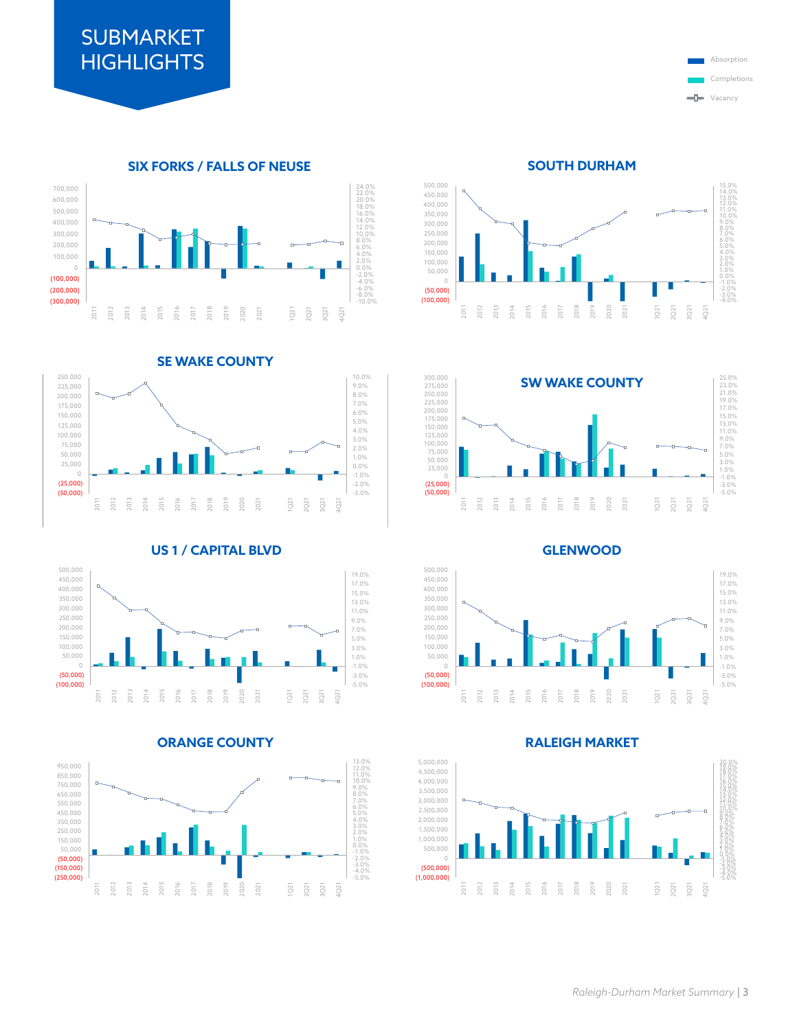# SUBMARKET HIGHLIGHTS

Absorption

Completions

Vacancy

## SIX FORKS / FALLS OF NEUSE

## SOUTH DURHAM

## SE WAKE COUNTY

## SW WAKE COUNTY

## US 1 / CAPITAL BLVD

## GLENWOOD

## ORANGE COUNTY

## RALEIGH MARKET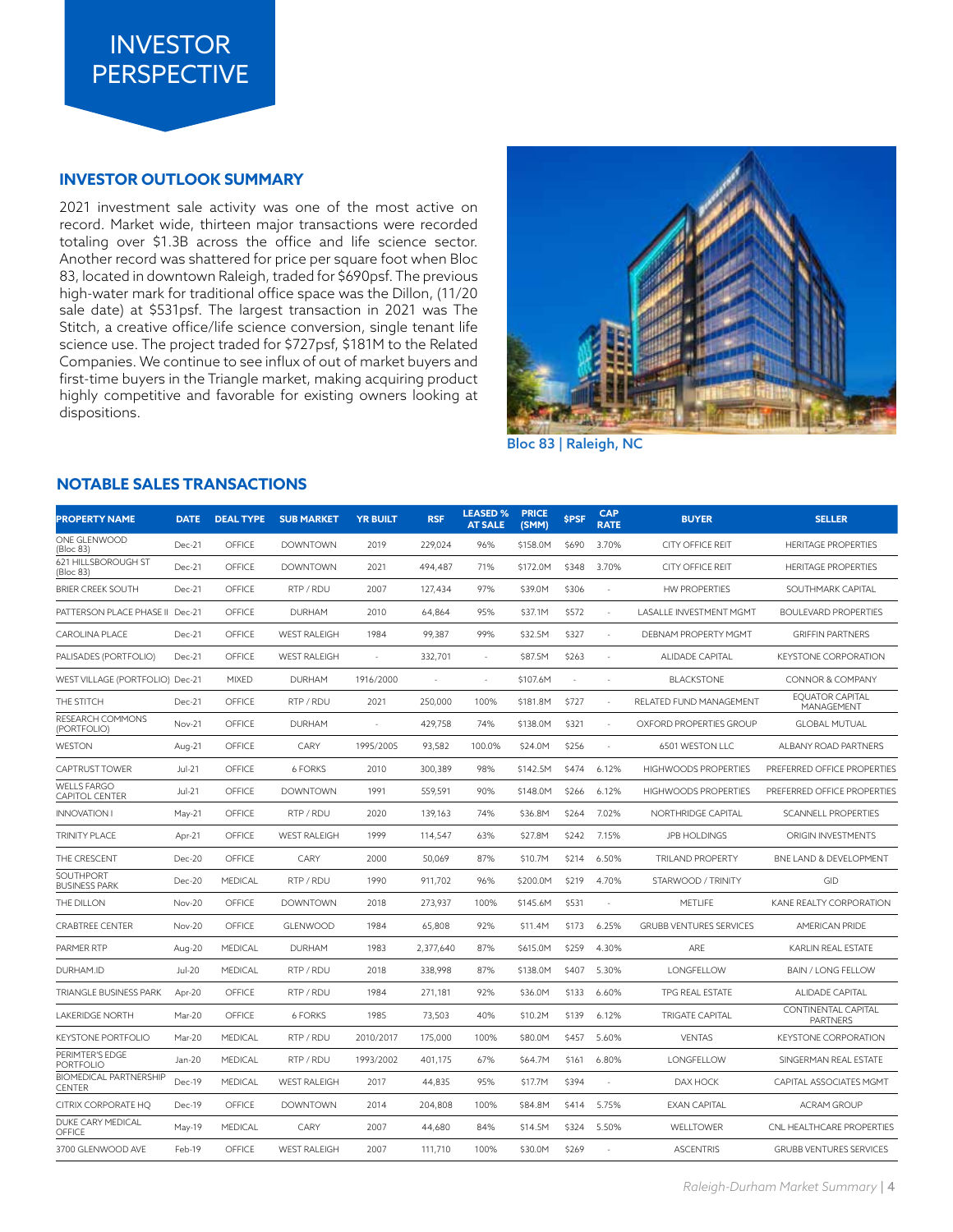# INVESTOR PERSPECTIVE

## INVESTOR OUTLOOK SUMMARY

2021 investment sale activity was one of the most active on record. Market wide, thirteen major transactions were recorded totaling over $1.3B across the office and life science sector. Another record was shattered for price per square foot when Bloc 83, located in downtown Raleigh, traded for $690psf. The previous high-water mark for traditional office space was the Dillon, (11/20 sale date) at $531psf. The largest transaction in 2021 was The Stitch, a creative office/life science conversion, single tenant life science use. The project traded for $727psf, $181M to the Related Companies. We continue to see influx of out of market buyers and first-time buyers in the Triangle market, making acquiring product highly competitive and favorable for existing owners looking at dispositions.

Bloc 83 | Raleigh, NC

## NOTABLE SALES TRANSACTIONS

| PROPERTY NAME | DATE | DEAL TYPE | SUB MARKET | YR BUILT | RSF | LEASED % AT SALE | PRICE (SMM) | $PSF | CAP RATE | BUYER | SELLER |
|---|---|---|---|---|---|---|---|---|---|---|---|
| ONE GLENWOOD (Bloc 83) | Dec-21 | OFFICE | DOWNTOWN | 2019 | 229,024 | 96% | $158.0M | $690 | 3.70% | CITY OFFICE REIT | HERITAGE PROPERTIES |
| 621 HILLSBOROUGH ST (Bloc 83) | Dec-21 | OFFICE | DOWNTOWN | 2021 | 494,487 | 71% | $172.0M | $348 | 3.70% | CITY OFFICE REIT | HERITAGE PROPERTIES |
| BRIER CREEK SOUTH | Dec-21 | OFFICE | RTP / RDU | 2007 | 127,434 | 97% | $39.0M | $306 | - | HW PROPERTIES | SOUTHMARK CAPITAL |
| PATTERSON PLACE PHASE II | Dec-21 | OFFICE | DURHAM | 2010 | 64,864 | 95% | $37.1M | $572 | - | LASALLE INVESTMENT MGMT | BOULEVARD PROPERTIES |
| CAROLINA PLACE | Dec-21 | OFFICE | WEST RALEIGH | 1984 | 99,387 | 99% | $32.5M | $327 | - | DEBNAM PROPERTY MGMT | GRIFFIN PARTNERS |
| PALISADES (PORTFOLIO) | Dec-21 | OFFICE | WEST RALEIGH | - | 332,701 | - | $87.5M | $263 | - | ALIDADE CAPITAL | KEYSTONE CORPORATION |
| WEST VILLAGE (PORTFOLIO) | Dec-21 | MIXED | DURHAM | 1916/2000 | - | - | $107.6M | - | - | BLACKSTONE | CONNOR & COMPANY |
| THE STITCH | Dec-21 | OFFICE | RTP / RDU | 2021 | 250,000 | 100% | $181.8M | $727 | - | RELATED FUND MANAGEMENT | EQUATOR CAPITAL MANAGEMENT |
| RESEARCH COMMONS (PORTFOLIO) | Nov-21 | OFFICE | DURHAM | - | 429,758 | 74% | $138.0M | $321 | - | OXFORD PROPERTIES GROUP | GLOBAL MUTUAL |
| WESTON | Aug-21 | OFFICE | CARY | 1995/2005 | 93,582 | 100.0% | $24.0M | $256 | - | 6501 WESTON LLC | ALBANY ROAD PARTNERS |
| CAPTRUST TOWER | Jul-21 | OFFICE | 6 FORKS | 2010 | 300,389 | 98% | $142.5M | $474 | 6.12% | HIGHWOODS PROPERTIES | PREFERRED OFFICE PROPERTIES |
| WELLS FARGO CAPITOL CENTER | Jul-21 | OFFICE | DOWNTOWN | 1991 | 559,591 | 90% | $148.0M | $266 | 6.12% | HIGHWOODS PROPERTIES | PREFERRED OFFICE PROPERTIES |
| INNOVATION I | May-21 | OFFICE | RTP / RDU | 2020 | 139,163 | 74% | $36.8M | $264 | 7.02% | NORTHRIDGE CAPITAL | SCANNELL PROPERTIES |
| TRINITY PLACE | Apr-21 | OFFICE | WEST RALEIGH | 1999 | 114,547 | 63% | $27.8M | $242 | 7.15% | JPB HOLDINGS | ORIGIN INVESTMENTS |
| THE CRESCENT | Dec-20 | OFFICE | CARY | 2000 | 50,069 | 87% | $10.7M | $214 | 6.50% | TRILAND PROPERTY | BNE LAND & DEVELOPMENT |
| SOUTHPORT BUSINESS PARK | Dec-20 | MEDICAL | RTP / RDU | 1990 | 911,702 | 96% | $200.0M | $219 | 4.70% | STARWOOD / TRINITY | GID |
| THE DILLON | Nov-20 | OFFICE | DOWNTOWN | 2018 | 273,937 | 100% | $145.6M | $531 | - | METLIFE | KANE REALTY CORPORATION |
| CRABTREE CENTER | Nov-20 | OFFICE | GLENWOOD | 1984 | 65,808 | 92% | $11.4M | $173 | 6.25% | GRUBB VENTURES SERVICES | AMERICAN PRIDE |
| PARMER RTP | Aug-20 | MEDICAL | DURHAM | 1983 | 2,377,640 | 87% | $615.0M | $259 | 4.30% | ARE | KARLIN REAL ESTATE |
| DURHAM.ID | Jul-20 | MEDICAL | RTP / RDU | 2018 | 338,998 | 87% | $138.0M | $407 | 5.30% | LONGFELLOW | BAIN / LONG FELLOW |
| TRIANGLE BUSINESS PARK | Apr-20 | OFFICE | RTP / RDU | 1984 | 271,181 | 92% | $36.0M | $133 | 6.60% | TPG REAL ESTATE | ALIDADE CAPITAL |
| LAKERIDGE NORTH | Mar-20 | OFFICE | 6 FORKS | 1985 | 73,503 | 40% | $10.2M | $139 | 6.12% | TRIGATE CAPITAL | CONTINENTAL CAPITAL PARTNERS |
| KEYSTONE PORTFOLIO | Mar-20 | MEDICAL | RTP / RDU | 2010/2017 | 175,000 | 100% | $80.0M | $457 | 5.60% | VENTAS | KEYSTONE CORPORATION |
| PERIMTER'S EDGE PORTFOLIO | Jan-20 | MEDICAL | RTP / RDU | 1993/2002 | 401,175 | 67% | $64.7M | $161 | 6.80% | LONGFELLOW | SINGERMAN REAL ESTATE |
| BIOMEDICAL PARTNERSHIP CENTER | Dec-19 | MEDICAL | WEST RALEIGH | 2017 | 44,835 | 95% | $17.7M | $394 | - | DAX HOCK | CAPITAL ASSOCIATES MGMT |
| CITRIX CORPORATE HQ | Dec-19 | OFFICE | DOWNTOWN | 2014 | 204,808 | 100% | $84.8M | $414 | 5.75% | EXAN CAPITAL | ACRAM GROUP |
| DUKE CARY MEDICAL OFFICE | May-19 | MEDICAL | CARY | 2007 | 44,680 | 84% | $14.5M | $324 | 5.50% | WELLTOWER | CNL HEALTHCARE PROPERTIES |
| 3700 GLENWOOD AVE | Feb-19 | OFFICE | WEST RALEIGH | 2007 | 111,710 | 100% | $30.0M | $269 | - | ASCENTRIS | GRUBB VENTURES SERVICES |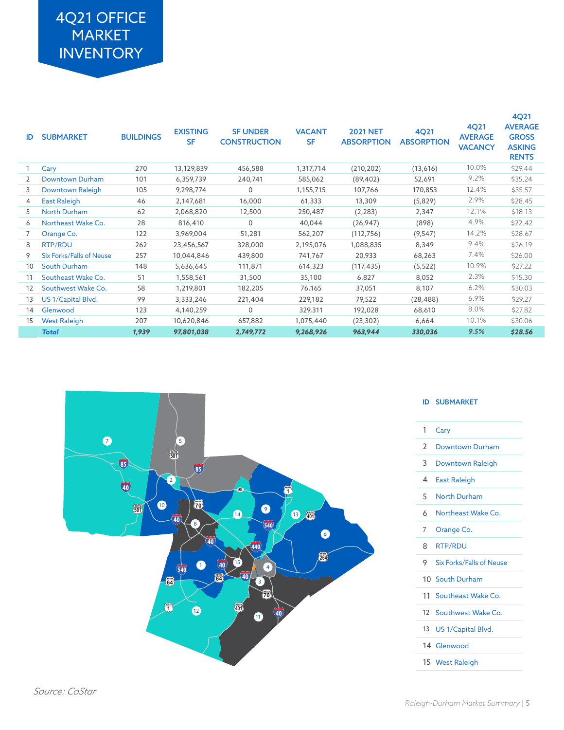# 4Q21 OFFICE MARKET INVENTORY

| ID | SUBMARKET | BUILDINGS | EXISTING SF | SF UNDER CONSTRUCTION | VACANT SF | 2021 NET ABSORPTION | 4Q21 ABSORPTION | 4Q21 AVERAGE VACANCY | 4Q21 AVERAGE GROSS ASKING RENTS |
|---|---|---|---|---|---|---|---|---|---|
| 1 | Cary | 270 | 13,129,839 | 456,588 | 1,317,714 | (210,202) | (13,616) | 10.0% | $29.44 |
| 2 | Downtown Durham | 101 | 6,359,739 | 240,741 | 585,062 | (89,402) | 52,691 | 9.2% | $35.24 |
| 3 | Downtown Raleigh | 105 | 9,298,774 | 0 | 1,155,715 | 107,766 | 170,853 | 12.4% | $35.57 |
| 4 | East Raleigh | 46 | 2,147,681 | 16,000 | 61,333 | 13,309 | (5,829) | 2.9% | $28.45 |
| 5 | North Durham | 62 | 2,068,820 | 12,500 | 250,487 | (2,283) | 2,347 | 12.1% | $18.13 |
| 6 | Northeast Wake Co. | 28 | 816,410 | 0 | 40,044 | (26,947) | (898) | 4.9% | $22.42 |
| 7 | Orange Co. | 122 | 3,969,004 | 51,281 | 562,207 | (112,756) | (9,547) | 14.2% | $28.67 |
| 8 | RTP/RDU | 262 | 23,456,567 | 328,000 | 2,195,076 | 1,088,835 | 8,349 | 9.4% | $26.19 |
| 9 | Six Forks/Falls of Neuse | 257 | 10,044,846 | 439,800 | 741,767 | 20,933 | 68,263 | 7.4% | $26.00 |
| 10 | South Durham | 148 | 5,636,645 | 111,871 | 614,323 | (117,435) | (5,522) | 10.9% | $27.22 |
| 11 | Southeast Wake Co. | 51 | 1,558,561 | 31,500 | 35,100 | 6,827 | 8,052 | 2.3% | $15.30 |
| 12 | Southwest Wake Co. | 58 | 1,219,801 | 182,205 | 76,165 | 37,051 | 8,107 | 6.2% | $30.03 |
| 13 | US 1/Capital Blvd. | 99 | 3,333,246 | 221,404 | 229,182 | 79,522 | (28,488) | 6.9% | $29.27 |
| 14 | Glenwood | 123 | 4,140,259 | 0 | 329,311 | 192,028 | 68,610 | 8.0% | $27.82 |
| 15 | West Raleigh | 207 | 10,620,846 | 657,882 | 1,075,440 | (23,302) | 6,664 | 10.1% | $30.06 |
| | ***Total*** | ***1,939*** | ***97,801,038*** | ***2,749,772*** | ***9,268,926*** | ***963,944*** | ***330,036*** | ***9.5%*** | ***$28.56*** |

| ID | SUBMARKET |
|---|---|
| 1 | Cary |
| 2 | Downtown Durham |
| 3 | Downtown Raleigh |
| 4 | East Raleigh |
| 5 | North Durham |
| 6 | Northeast Wake Co. |
| 7 | Orange Co. |
| 8 | RTP/RDU |
| 9 | Six Forks/Falls of Neuse |
| 10 | South Durham |
| 11 | Southeast Wake Co. |
| 12 | Southwest Wake Co. |
| 13 | US 1/Capital Blvd. |
| 14 | Glenwood |
| 15 | West Raleigh |

*Source: CoStar*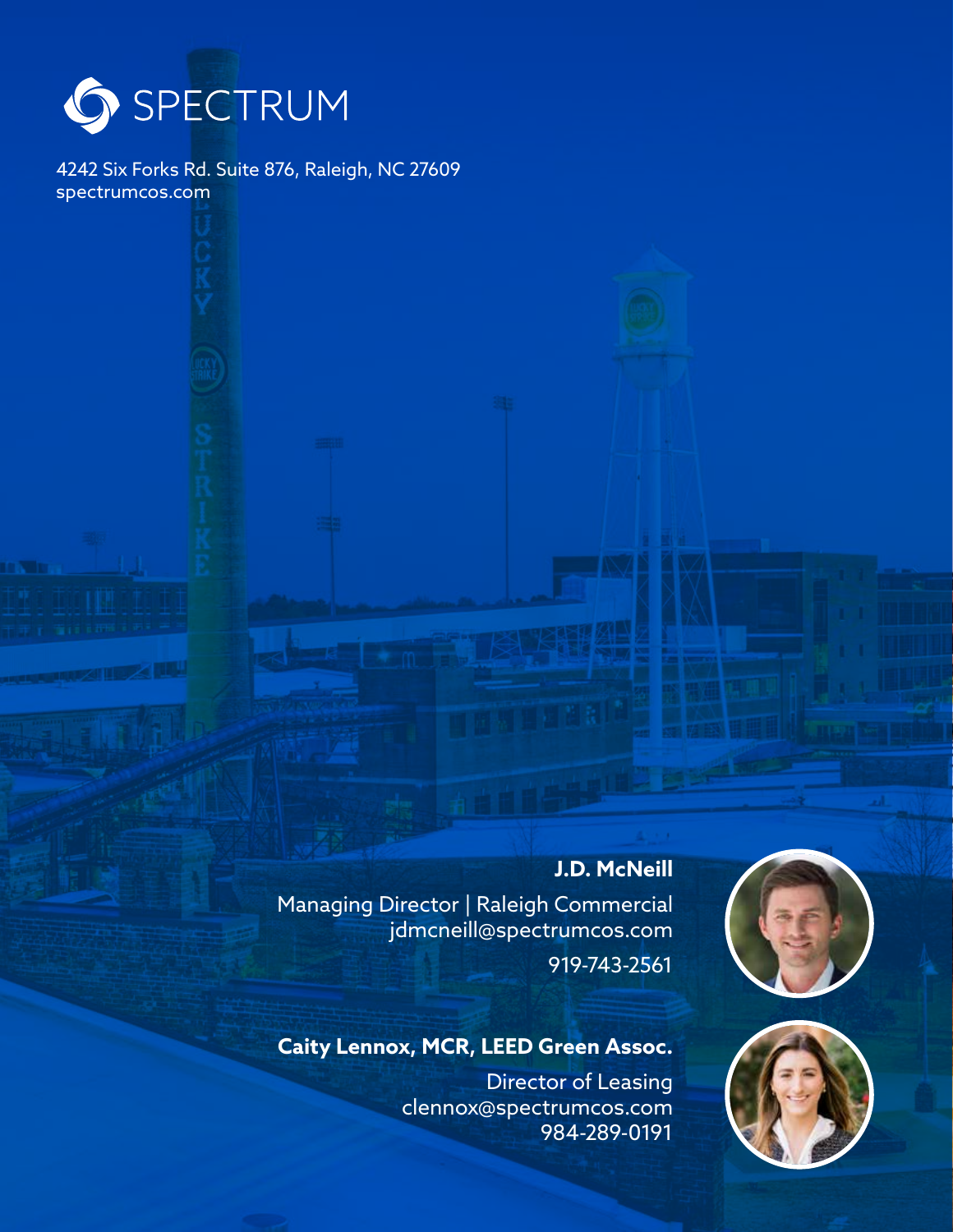SPECTRUM

4242 Six Forks Rd. Suite 876, Raleigh, NC 27609
spectrumcos.com

**J.D. McNeill**

Managing Director | Raleigh Commercial
jdmcneill@spectrumcos.com
919-743-2561

**Caity Lennox, MCR, LEED Green Assoc.**

Director of Leasing
clennox@spectrumcos.com
984-289-0191